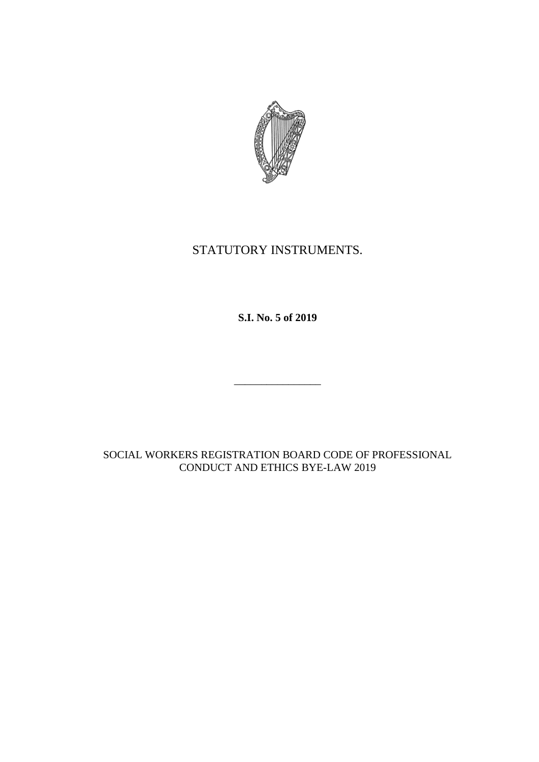STATUTORY INSTRUMENTS.

**S.I. No. 5 of 2019**

---

SOCIAL WORKERS REGISTRATION BOARD CODE OF PROFESSIONAL CONDUCT AND ETHICS BYE-LAW 2019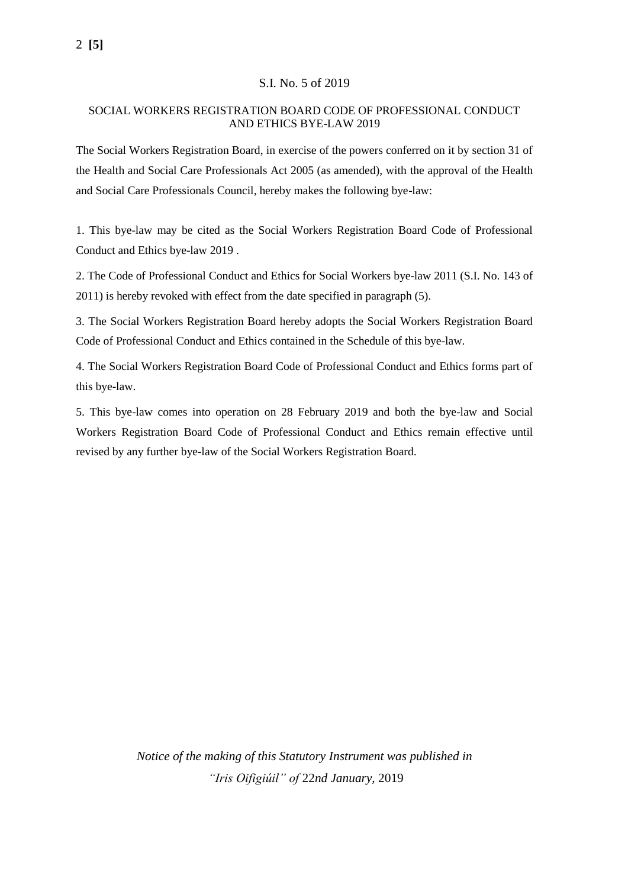S.I. No. 5 of 2019

SOCIAL WORKERS REGISTRATION BOARD CODE OF PROFESSIONAL CONDUCT AND ETHICS BYE-LAW 2019

The Social Workers Registration Board, in exercise of the powers conferred on it by section 31 of the Health and Social Care Professionals Act 2005 (as amended), with the approval of the Health and Social Care Professionals Council, hereby makes the following bye-law:

1. This bye-law may be cited as the Social Workers Registration Board Code of Professional Conduct and Ethics bye-law 2019 .

2. The Code of Professional Conduct and Ethics for Social Workers bye-law 2011 (S.I. No. 143 of 2011) is hereby revoked with effect from the date specified in paragraph (5).

3. The Social Workers Registration Board hereby adopts the Social Workers Registration Board Code of Professional Conduct and Ethics contained in the Schedule of this bye-law.

4. The Social Workers Registration Board Code of Professional Conduct and Ethics forms part of this bye-law.

5. This bye-law comes into operation on 28 February 2019 and both the bye-law and Social Workers Registration Board Code of Professional Conduct and Ethics remain effective until revised by any further bye-law of the Social Workers Registration Board.

*Notice of the making of this Statutory Instrument was published in "Iris Oifigiúil" of* 22*nd January*, 2019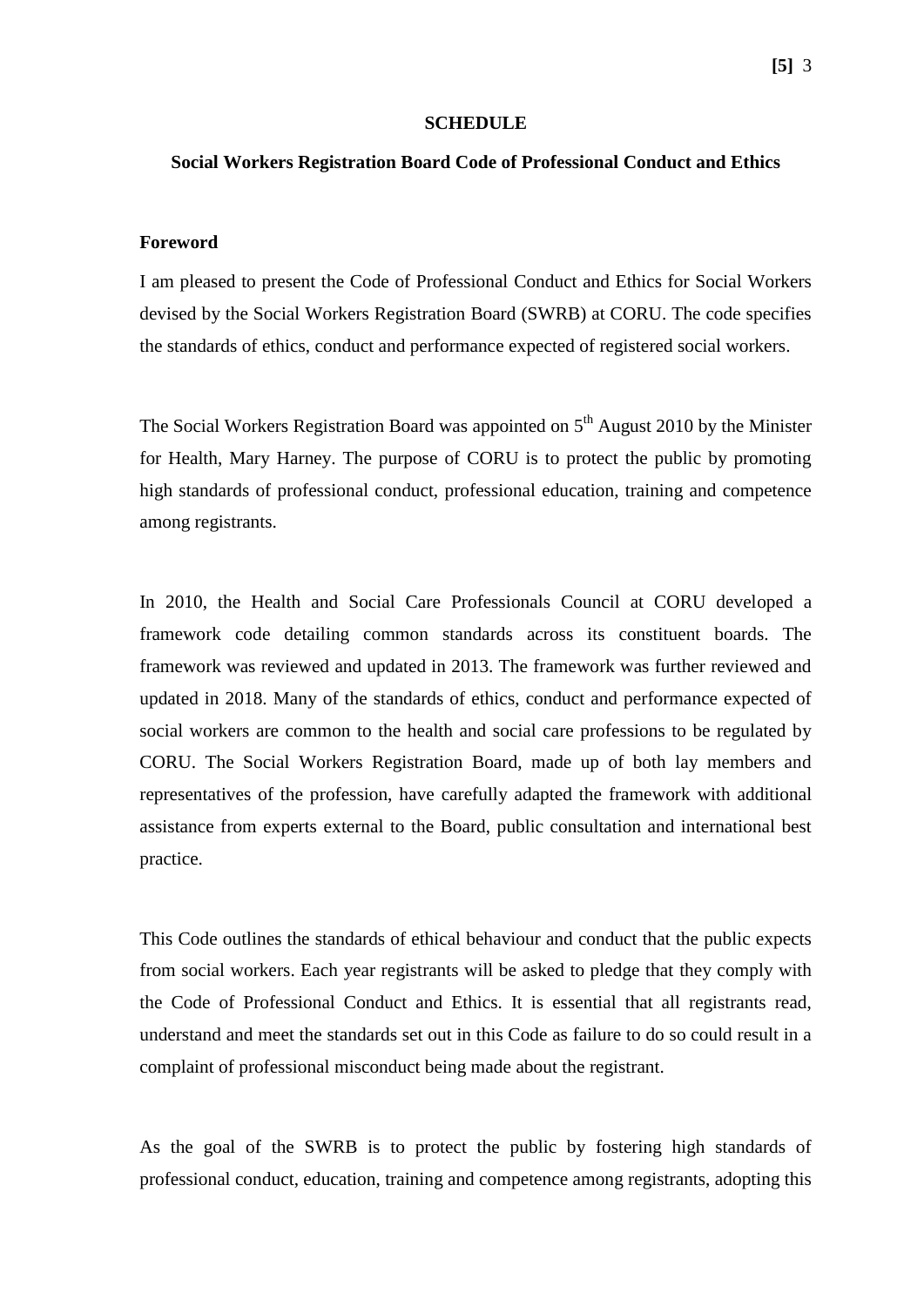**SCHEDULE**

**Social Workers Registration Board Code of Professional Conduct and Ethics**

**Foreword**

I am pleased to present the Code of Professional Conduct and Ethics for Social Workers devised by the Social Workers Registration Board (SWRB) at CORU. The code specifies the standards of ethics, conduct and performance expected of registered social workers.

The Social Workers Registration Board was appointed on 5th August 2010 by the Minister for Health, Mary Harney. The purpose of CORU is to protect the public by promoting high standards of professional conduct, professional education, training and competence among registrants.

In 2010, the Health and Social Care Professionals Council at CORU developed a framework code detailing common standards across its constituent boards. The framework was reviewed and updated in 2013. The framework was further reviewed and updated in 2018. Many of the standards of ethics, conduct and performance expected of social workers are common to the health and social care professions to be regulated by CORU. The Social Workers Registration Board, made up of both lay members and representatives of the profession, have carefully adapted the framework with additional assistance from experts external to the Board, public consultation and international best practice.

This Code outlines the standards of ethical behaviour and conduct that the public expects from social workers. Each year registrants will be asked to pledge that they comply with the Code of Professional Conduct and Ethics. It is essential that all registrants read, understand and meet the standards set out in this Code as failure to do so could result in a complaint of professional misconduct being made about the registrant.

As the goal of the SWRB is to protect the public by fostering high standards of professional conduct, education, training and competence among registrants, adopting this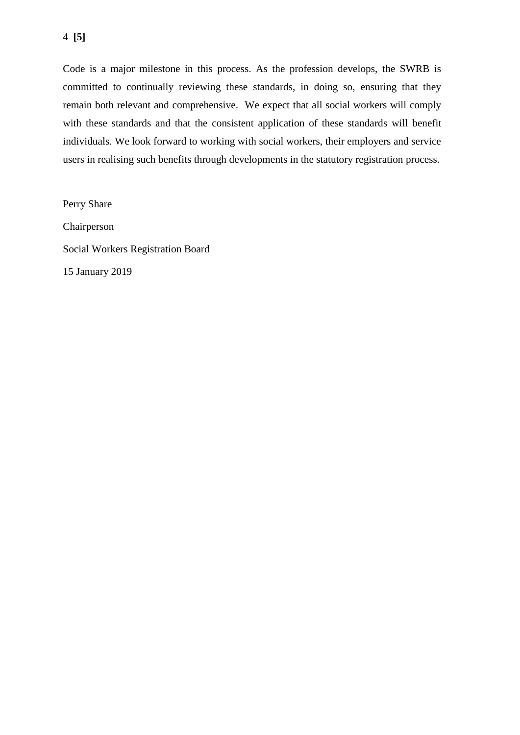Code is a major milestone in this process. As the profession develops, the SWRB is committed to continually reviewing these standards, in doing so, ensuring that they remain both relevant and comprehensive. We expect that all social workers will comply with these standards and that the consistent application of these standards will benefit individuals. We look forward to working with social workers, their employers and service users in realising such benefits through developments in the statutory registration process.

Perry Share

Chairperson

Social Workers Registration Board

15 January 2019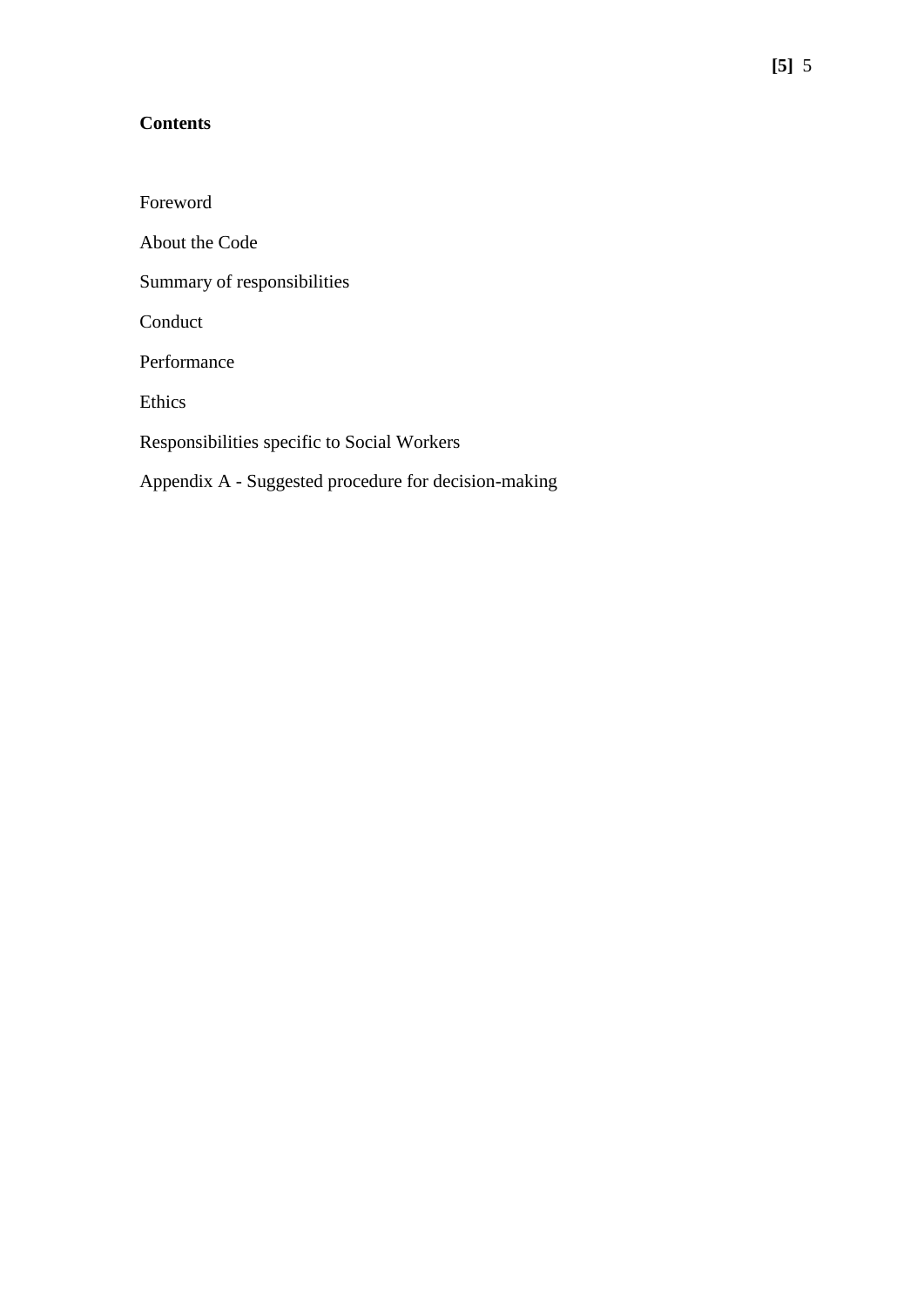## Contents

Foreword

About the Code

Summary of responsibilities

Conduct

Performance

Ethics

Responsibilities specific to Social Workers

Appendix A - Suggested procedure for decision-making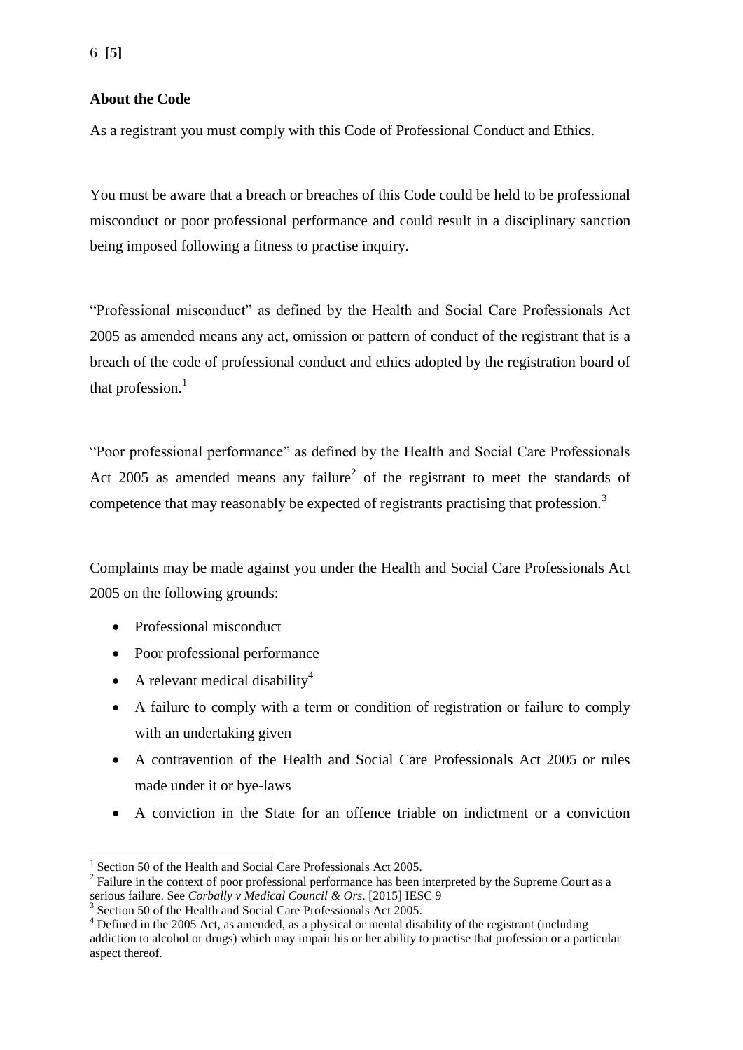## About the Code

As a registrant you must comply with this Code of Professional Conduct and Ethics.

You must be aware that a breach or breaches of this Code could be held to be professional misconduct or poor professional performance and could result in a disciplinary sanction being imposed following a fitness to practise inquiry.

"Professional misconduct" as defined by the Health and Social Care Professionals Act 2005 as amended means any act, omission or pattern of conduct of the registrant that is a breach of the code of professional conduct and ethics adopted by the registration board of that profession.[1]

"Poor professional performance" as defined by the Health and Social Care Professionals Act 2005 as amended means any failure[2] of the registrant to meet the standards of competence that may reasonably be expected of registrants practising that profession.[3]

Complaints may be made against you under the Health and Social Care Professionals Act 2005 on the following grounds:

- Professional misconduct
- Poor professional performance
- A relevant medical disability[4]
- A failure to comply with a term or condition of registration or failure to comply with an undertaking given
- A contravention of the Health and Social Care Professionals Act 2005 or rules made under it or bye-laws
- A conviction in the State for an offence triable on indictment or a conviction

---

[1] Section 50 of the Health and Social Care Professionals Act 2005.

[2] Failure in the context of poor professional performance has been interpreted by the Supreme Court as a serious failure. See *Corbally v Medical Council & Ors*. [2015] IESC 9

[3] Section 50 of the Health and Social Care Professionals Act 2005.

[4] Defined in the 2005 Act, as amended, as a physical or mental disability of the registrant (including addiction to alcohol or drugs) which may impair his or her ability to practise that profession or a particular aspect thereof.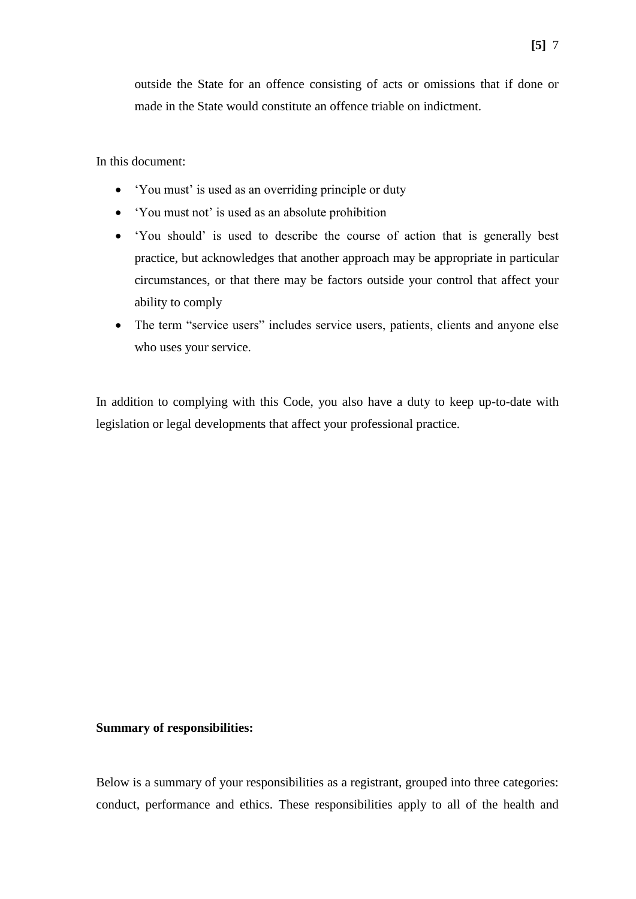outside the State for an offence consisting of acts or omissions that if done or made in the State would constitute an offence triable on indictment.

In this document:

- 'You must' is used as an overriding principle or duty
- 'You must not' is used as an absolute prohibition
- 'You should' is used to describe the course of action that is generally best practice, but acknowledges that another approach may be appropriate in particular circumstances, or that there may be factors outside your control that affect your ability to comply
- The term "service users" includes service users, patients, clients and anyone else who uses your service.

In addition to complying with this Code, you also have a duty to keep up-to-date with legislation or legal developments that affect your professional practice.

**Summary of responsibilities:**

Below is a summary of your responsibilities as a registrant, grouped into three categories: conduct, performance and ethics. These responsibilities apply to all of the health and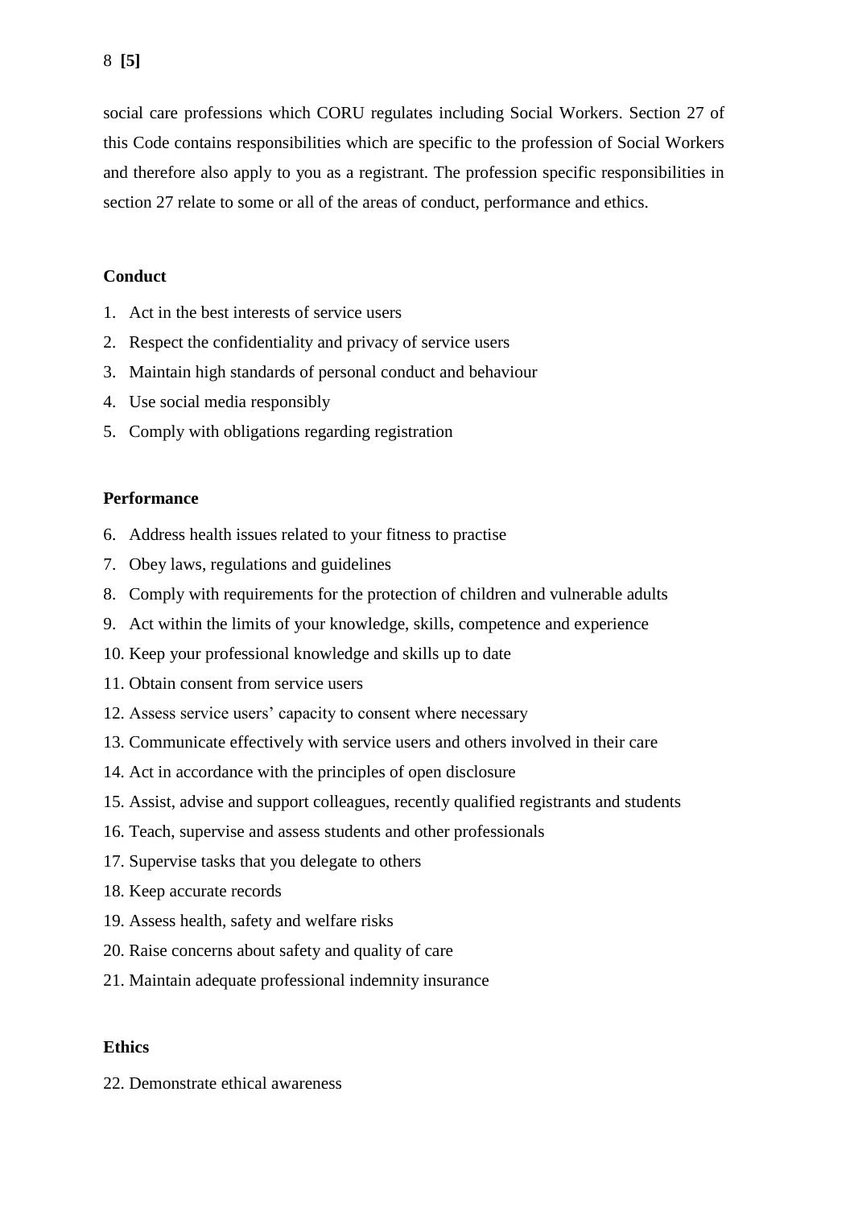social care professions which CORU regulates including Social Workers. Section 27 of this Code contains responsibilities which are specific to the profession of Social Workers and therefore also apply to you as a registrant. The profession specific responsibilities in section 27 relate to some or all of the areas of conduct, performance and ethics.

**Conduct**

1. Act in the best interests of service users
2. Respect the confidentiality and privacy of service users
3. Maintain high standards of personal conduct and behaviour
4. Use social media responsibly
5. Comply with obligations regarding registration

**Performance**

6. Address health issues related to your fitness to practise
7. Obey laws, regulations and guidelines
8. Comply with requirements for the protection of children and vulnerable adults
9. Act within the limits of your knowledge, skills, competence and experience
10. Keep your professional knowledge and skills up to date
11. Obtain consent from service users
12. Assess service users' capacity to consent where necessary
13. Communicate effectively with service users and others involved in their care
14. Act in accordance with the principles of open disclosure
15. Assist, advise and support colleagues, recently qualified registrants and students
16. Teach, supervise and assess students and other professionals
17. Supervise tasks that you delegate to others
18. Keep accurate records
19. Assess health, safety and welfare risks
20. Raise concerns about safety and quality of care
21. Maintain adequate professional indemnity insurance

**Ethics**

22. Demonstrate ethical awareness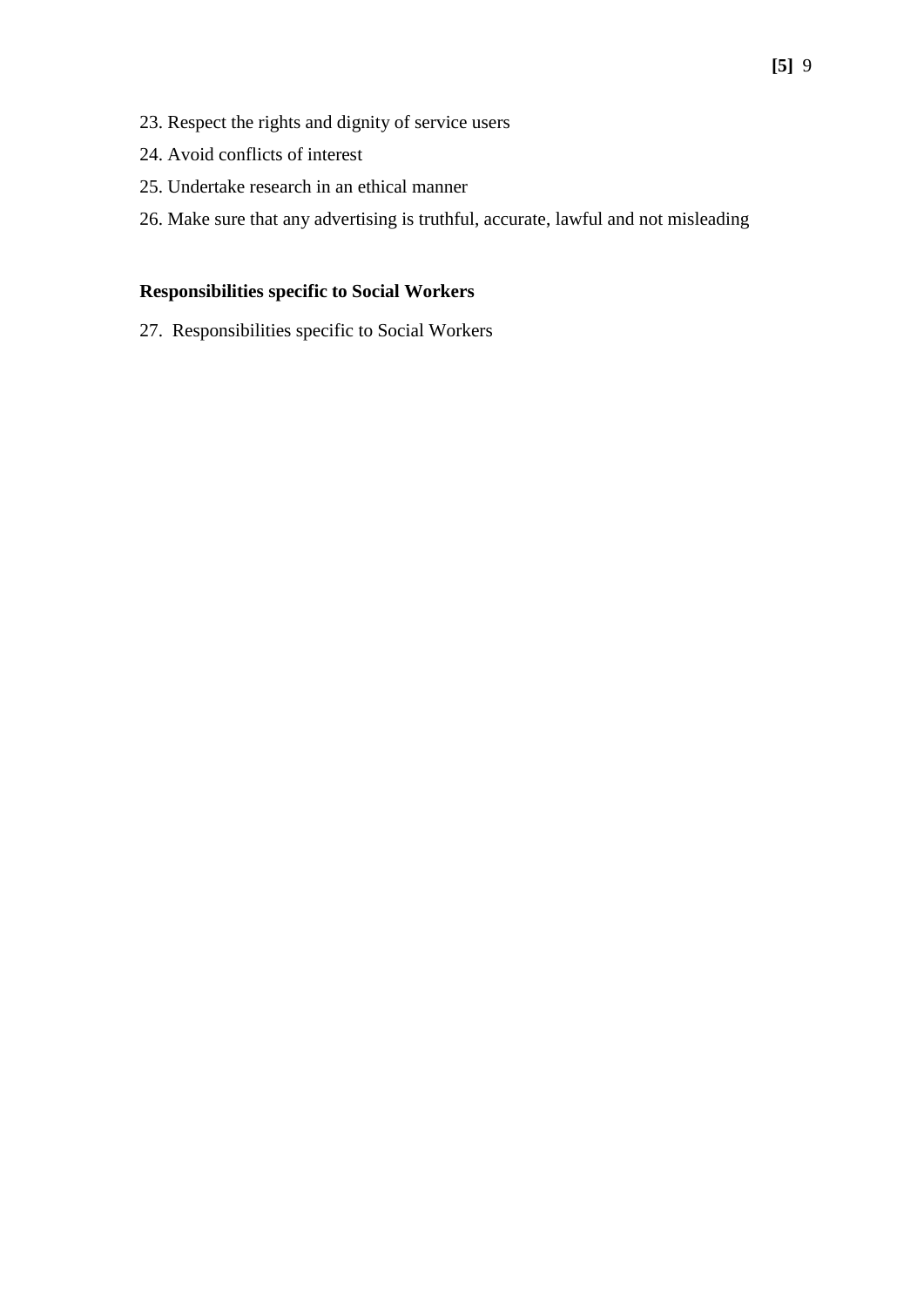23. Respect the rights and dignity of service users
24. Avoid conflicts of interest
25. Undertake research in an ethical manner
26. Make sure that any advertising is truthful, accurate, lawful and not misleading

**Responsibilities specific to Social Workers**

27. Responsibilities specific to Social Workers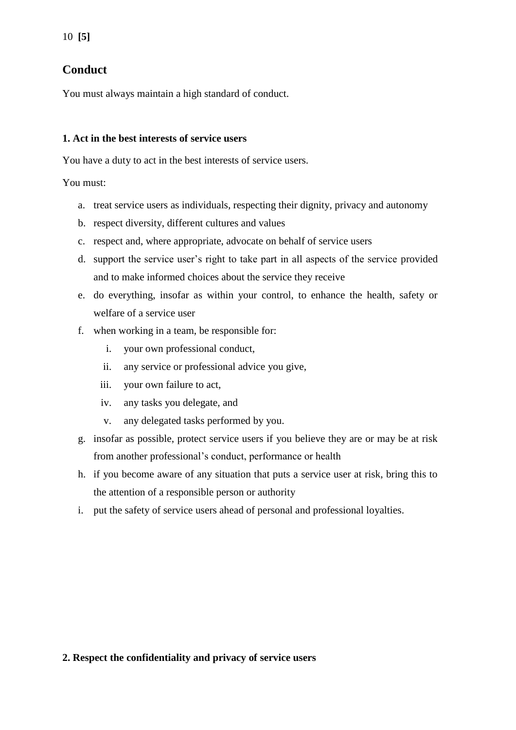## Conduct

You must always maintain a high standard of conduct.

**1. Act in the best interests of service users**

You have a duty to act in the best interests of service users.

You must:

a. treat service users as individuals, respecting their dignity, privacy and autonomy
b. respect diversity, different cultures and values
c. respect and, where appropriate, advocate on behalf of service users
d. support the service user's right to take part in all aspects of the service provided and to make informed choices about the service they receive
e. do everything, insofar as within your control, to enhance the health, safety or welfare of a service user
f. when working in a team, be responsible for:
    i. your own professional conduct,
    ii. any service or professional advice you give,
    iii. your own failure to act,
    iv. any tasks you delegate, and
    v. any delegated tasks performed by you.
g. insofar as possible, protect service users if you believe they are or may be at risk from another professional's conduct, performance or health
h. if you become aware of any situation that puts a service user at risk, bring this to the attention of a responsible person or authority
i. put the safety of service users ahead of personal and professional loyalties.

**2. Respect the confidentiality and privacy of service users**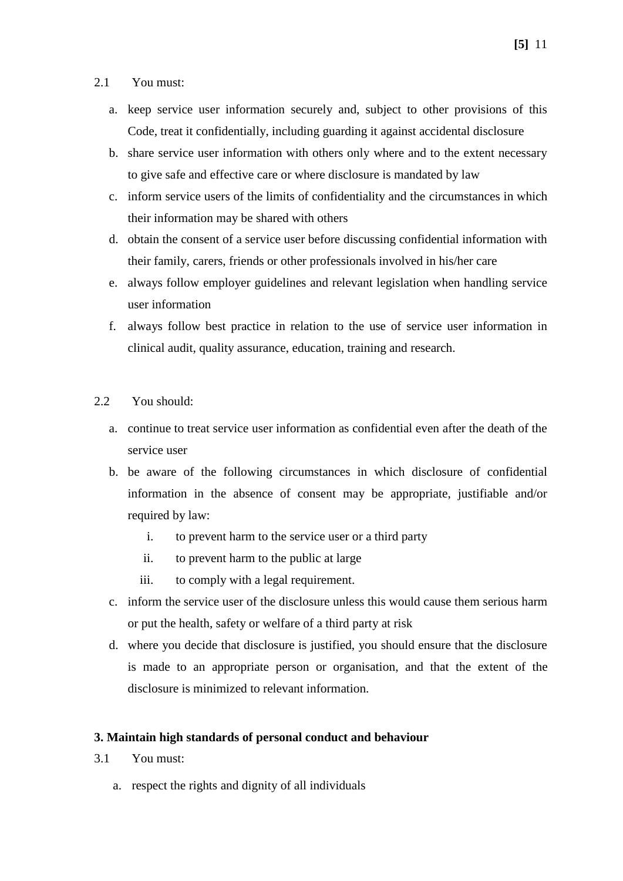2.1 You must:

a. keep service user information securely and, subject to other provisions of this Code, treat it confidentially, including guarding it against accidental disclosure
b. share service user information with others only where and to the extent necessary to give safe and effective care or where disclosure is mandated by law
c. inform service users of the limits of confidentiality and the circumstances in which their information may be shared with others
d. obtain the consent of a service user before discussing confidential information with their family, carers, friends or other professionals involved in his/her care
e. always follow employer guidelines and relevant legislation when handling service user information
f. always follow best practice in relation to the use of service user information in clinical audit, quality assurance, education, training and research.

2.2 You should:

a. continue to treat service user information as confidential even after the death of the service user
b. be aware of the following circumstances in which disclosure of confidential information in the absence of consent may be appropriate, justifiable and/or required by law:
    i. to prevent harm to the service user or a third party
    ii. to prevent harm to the public at large
    iii. to comply with a legal requirement.
c. inform the service user of the disclosure unless this would cause them serious harm or put the health, safety or welfare of a third party at risk
d. where you decide that disclosure is justified, you should ensure that the disclosure is made to an appropriate person or organisation, and that the extent of the disclosure is minimized to relevant information.

**3. Maintain high standards of personal conduct and behaviour**

3.1 You must:

a. respect the rights and dignity of all individuals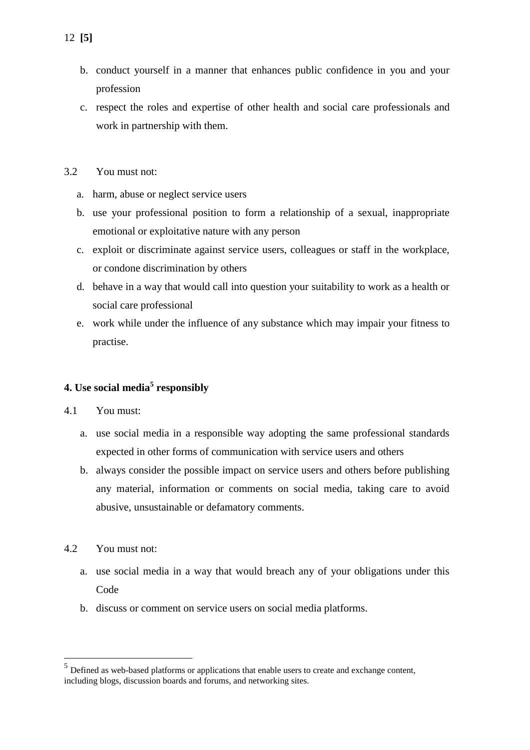b. conduct yourself in a manner that enhances public confidence in you and your profession
c. respect the roles and expertise of other health and social care professionals and work in partnership with them.

3.2 You must not:

a. harm, abuse or neglect service users
b. use your professional position to form a relationship of a sexual, inappropriate emotional or exploitative nature with any person
c. exploit or discriminate against service users, colleagues or staff in the workplace, or condone discrimination by others
d. behave in a way that would call into question your suitability to work as a health or social care professional
e. work while under the influence of any substance which may impair your fitness to practise.

**4. Use social media[5] responsibly**

4.1 You must:

a. use social media in a responsible way adopting the same professional standards expected in other forms of communication with service users and others
b. always consider the possible impact on service users and others before publishing any material, information or comments on social media, taking care to avoid abusive, unsustainable or defamatory comments.

4.2 You must not:

a. use social media in a way that would breach any of your obligations under this Code
b. discuss or comment on service users on social media platforms.

---

[5] Defined as web-based platforms or applications that enable users to create and exchange content, including blogs, discussion boards and forums, and networking sites.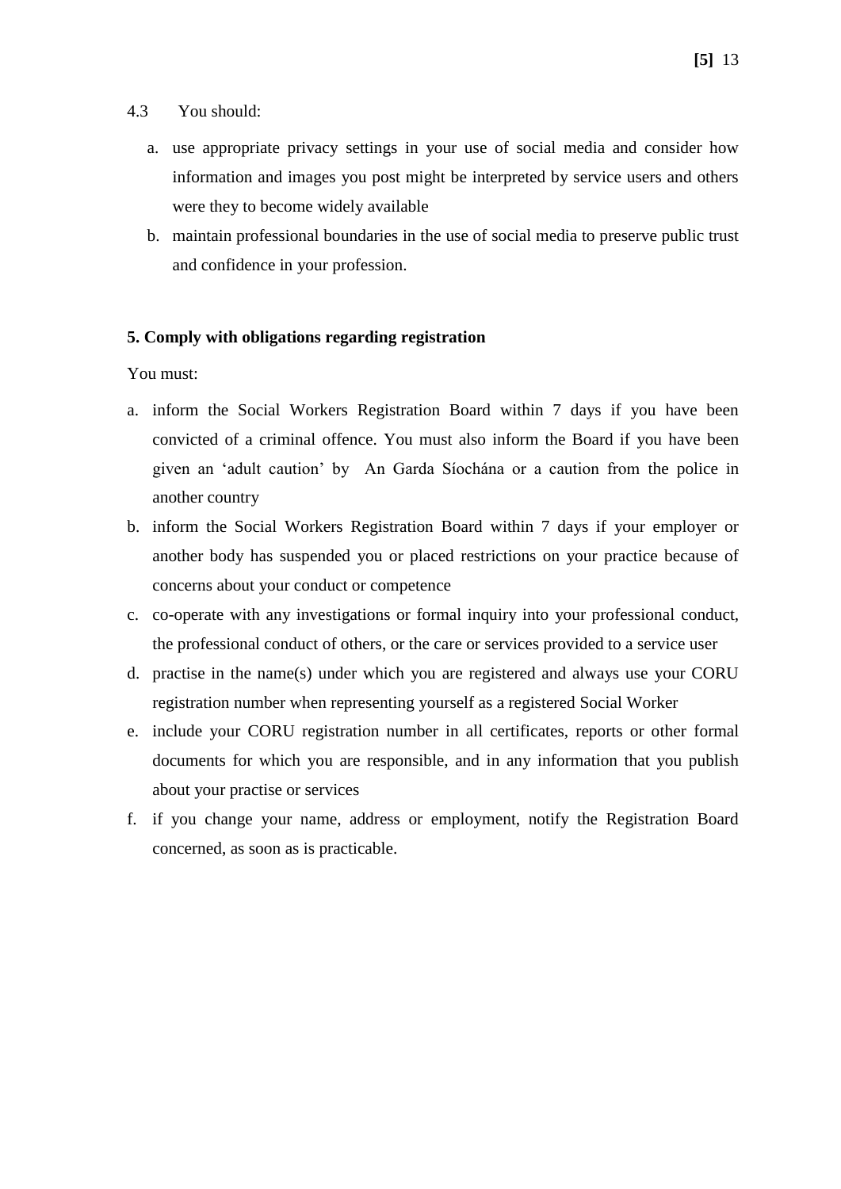4.3 You should:

a. use appropriate privacy settings in your use of social media and consider how information and images you post might be interpreted by service users and others were they to become widely available

b. maintain professional boundaries in the use of social media to preserve public trust and confidence in your profession.

**5. Comply with obligations regarding registration**

You must:

a. inform the Social Workers Registration Board within 7 days if you have been convicted of a criminal offence. You must also inform the Board if you have been given an 'adult caution' by An Garda Síochána or a caution from the police in another country

b. inform the Social Workers Registration Board within 7 days if your employer or another body has suspended you or placed restrictions on your practice because of concerns about your conduct or competence

c. co-operate with any investigations or formal inquiry into your professional conduct, the professional conduct of others, or the care or services provided to a service user

d. practise in the name(s) under which you are registered and always use your CORU registration number when representing yourself as a registered Social Worker

e. include your CORU registration number in all certificates, reports or other formal documents for which you are responsible, and in any information that you publish about your practise or services

f. if you change your name, address or employment, notify the Registration Board concerned, as soon as is practicable.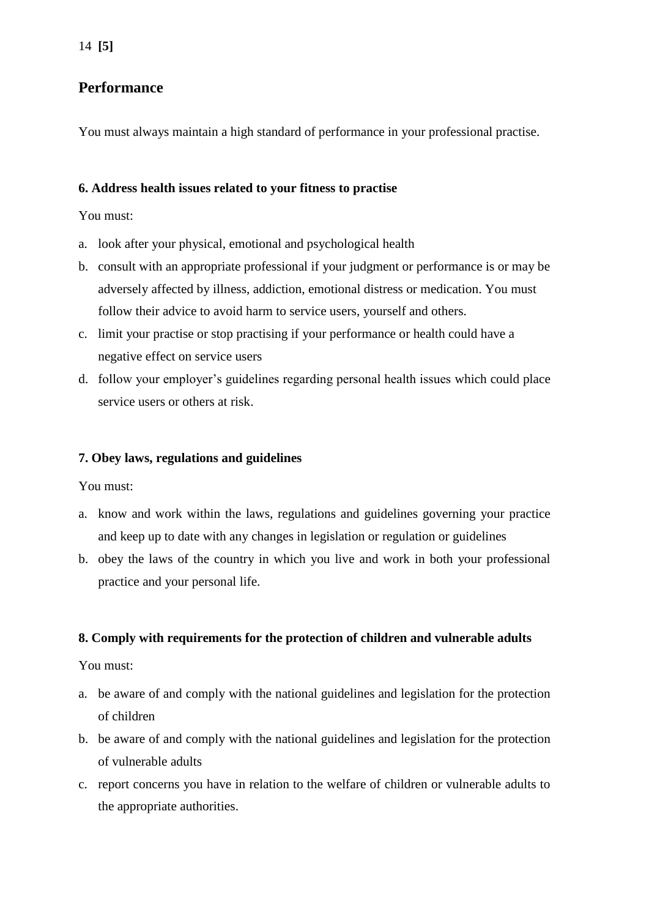## Performance

You must always maintain a high standard of performance in your professional practise.

### 6. Address health issues related to your fitness to practise

You must:

a. look after your physical, emotional and psychological health
b. consult with an appropriate professional if your judgment or performance is or may be adversely affected by illness, addiction, emotional distress or medication. You must follow their advice to avoid harm to service users, yourself and others.
c. limit your practise or stop practising if your performance or health could have a negative effect on service users
d. follow your employer's guidelines regarding personal health issues which could place service users or others at risk.

### 7. Obey laws, regulations and guidelines

You must:

a. know and work within the laws, regulations and guidelines governing your practice and keep up to date with any changes in legislation or regulation or guidelines
b. obey the laws of the country in which you live and work in both your professional practice and your personal life.

### 8. Comply with requirements for the protection of children and vulnerable adults

You must:

a. be aware of and comply with the national guidelines and legislation for the protection of children
b. be aware of and comply with the national guidelines and legislation for the protection of vulnerable adults
c. report concerns you have in relation to the welfare of children or vulnerable adults to the appropriate authorities.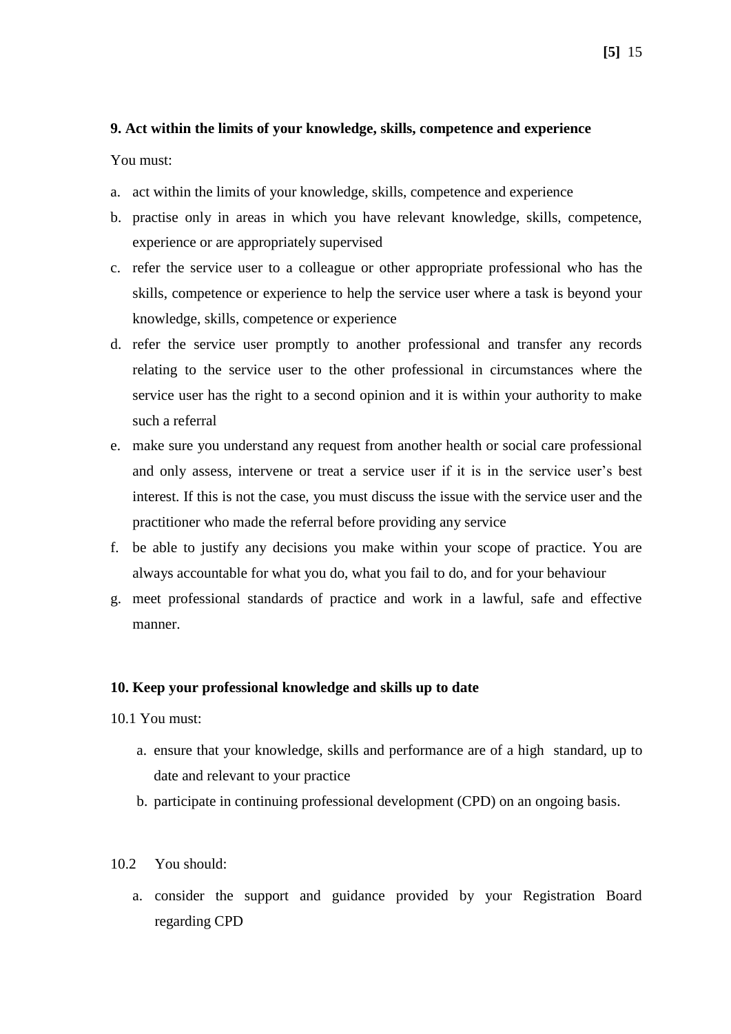**9. Act within the limits of your knowledge, skills, competence and experience**

You must:

a. act within the limits of your knowledge, skills, competence and experience
b. practise only in areas in which you have relevant knowledge, skills, competence, experience or are appropriately supervised
c. refer the service user to a colleague or other appropriate professional who has the skills, competence or experience to help the service user where a task is beyond your knowledge, skills, competence or experience
d. refer the service user promptly to another professional and transfer any records relating to the service user to the other professional in circumstances where the service user has the right to a second opinion and it is within your authority to make such a referral
e. make sure you understand any request from another health or social care professional and only assess, intervene or treat a service user if it is in the service user's best interest. If this is not the case, you must discuss the issue with the service user and the practitioner who made the referral before providing any service
f. be able to justify any decisions you make within your scope of practice. You are always accountable for what you do, what you fail to do, and for your behaviour
g. meet professional standards of practice and work in a lawful, safe and effective manner.

**10. Keep your professional knowledge and skills up to date**

10.1 You must:

a. ensure that your knowledge, skills and performance are of a high standard, up to date and relevant to your practice
b. participate in continuing professional development (CPD) on an ongoing basis.

10.2 You should:

a. consider the support and guidance provided by your Registration Board regarding CPD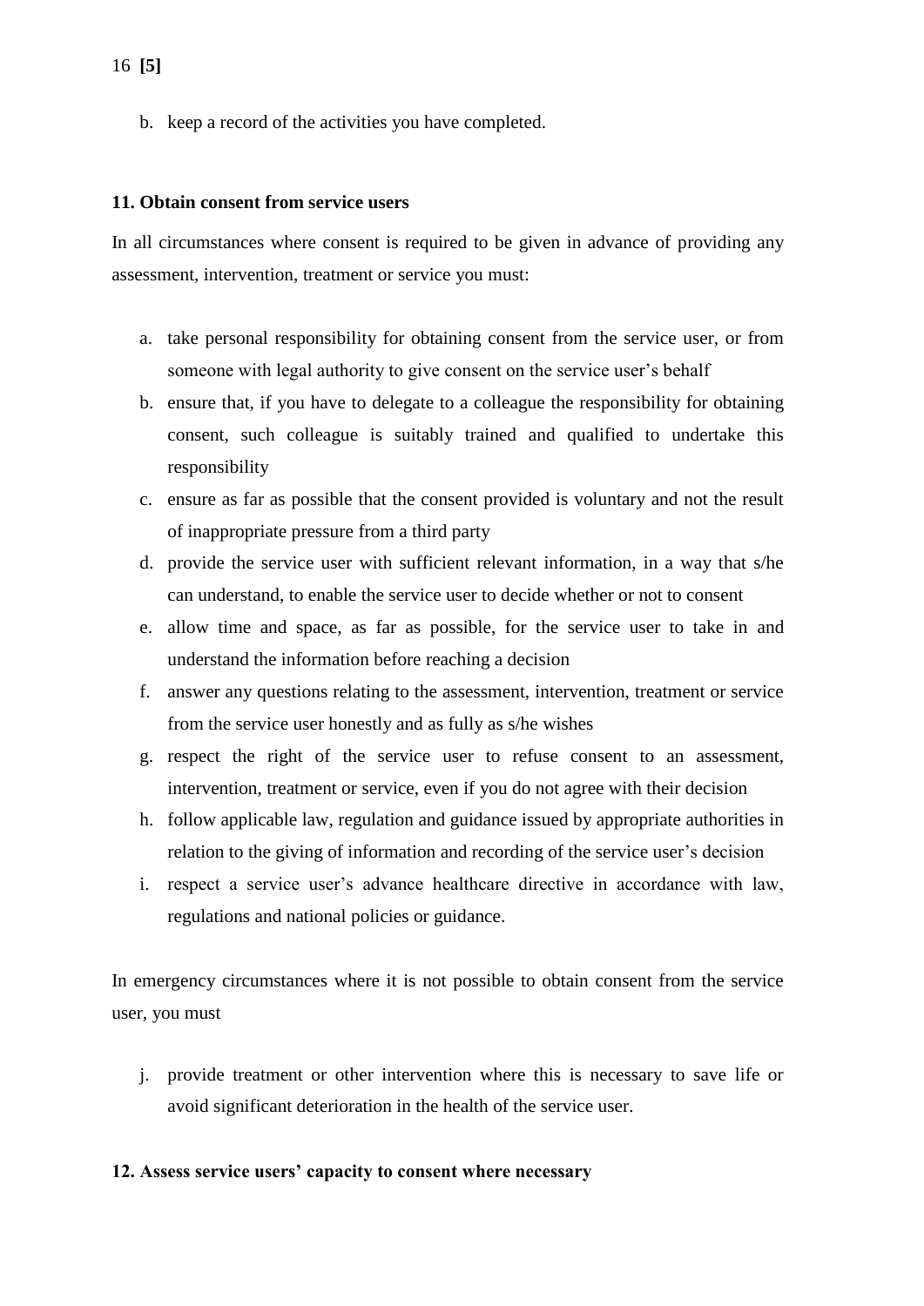b. keep a record of the activities you have completed.

### 11. Obtain consent from service users

In all circumstances where consent is required to be given in advance of providing any assessment, intervention, treatment or service you must:

a. take personal responsibility for obtaining consent from the service user, or from someone with legal authority to give consent on the service user's behalf
b. ensure that, if you have to delegate to a colleague the responsibility for obtaining consent, such colleague is suitably trained and qualified to undertake this responsibility
c. ensure as far as possible that the consent provided is voluntary and not the result of inappropriate pressure from a third party
d. provide the service user with sufficient relevant information, in a way that s/he can understand, to enable the service user to decide whether or not to consent
e. allow time and space, as far as possible, for the service user to take in and understand the information before reaching a decision
f. answer any questions relating to the assessment, intervention, treatment or service from the service user honestly and as fully as s/he wishes
g. respect the right of the service user to refuse consent to an assessment, intervention, treatment or service, even if you do not agree with their decision
h. follow applicable law, regulation and guidance issued by appropriate authorities in relation to the giving of information and recording of the service user's decision
i. respect a service user's advance healthcare directive in accordance with law, regulations and national policies or guidance.

In emergency circumstances where it is not possible to obtain consent from the service user, you must

j. provide treatment or other intervention where this is necessary to save life or avoid significant deterioration in the health of the service user.

### 12. Assess service users' capacity to consent where necessary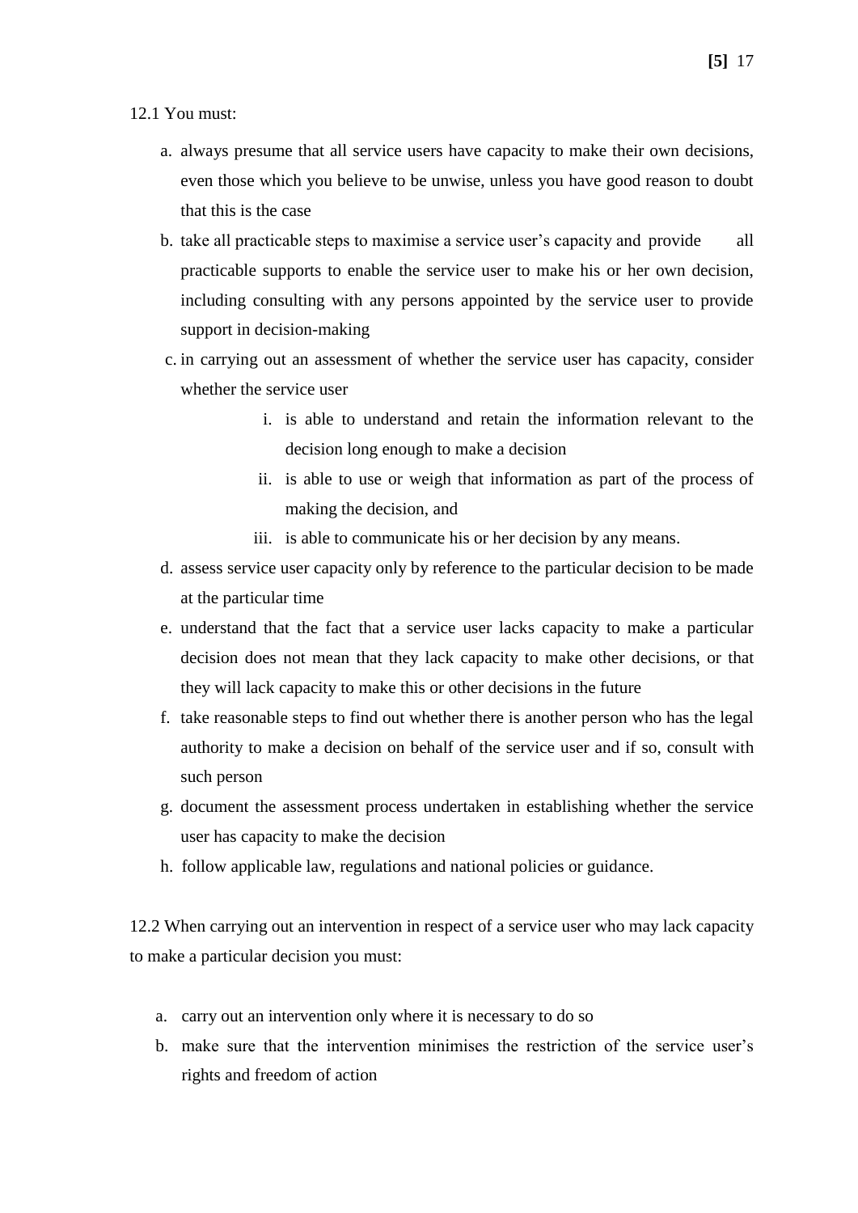12.1 You must:

a. always presume that all service users have capacity to make their own decisions, even those which you believe to be unwise, unless you have good reason to doubt that this is the case
b. take all practicable steps to maximise a service user's capacity and provide all practicable supports to enable the service user to make his or her own decision, including consulting with any persons appointed by the service user to provide support in decision-making
c. in carrying out an assessment of whether the service user has capacity, consider whether the service user
    i. is able to understand and retain the information relevant to the decision long enough to make a decision
    ii. is able to use or weigh that information as part of the process of making the decision, and
    iii. is able to communicate his or her decision by any means.
d. assess service user capacity only by reference to the particular decision to be made at the particular time
e. understand that the fact that a service user lacks capacity to make a particular decision does not mean that they lack capacity to make other decisions, or that they will lack capacity to make this or other decisions in the future
f. take reasonable steps to find out whether there is another person who has the legal authority to make a decision on behalf of the service user and if so, consult with such person
g. document the assessment process undertaken in establishing whether the service user has capacity to make the decision
h. follow applicable law, regulations and national policies or guidance.

12.2 When carrying out an intervention in respect of a service user who may lack capacity to make a particular decision you must:

a. carry out an intervention only where it is necessary to do so
b. make sure that the intervention minimises the restriction of the service user's rights and freedom of action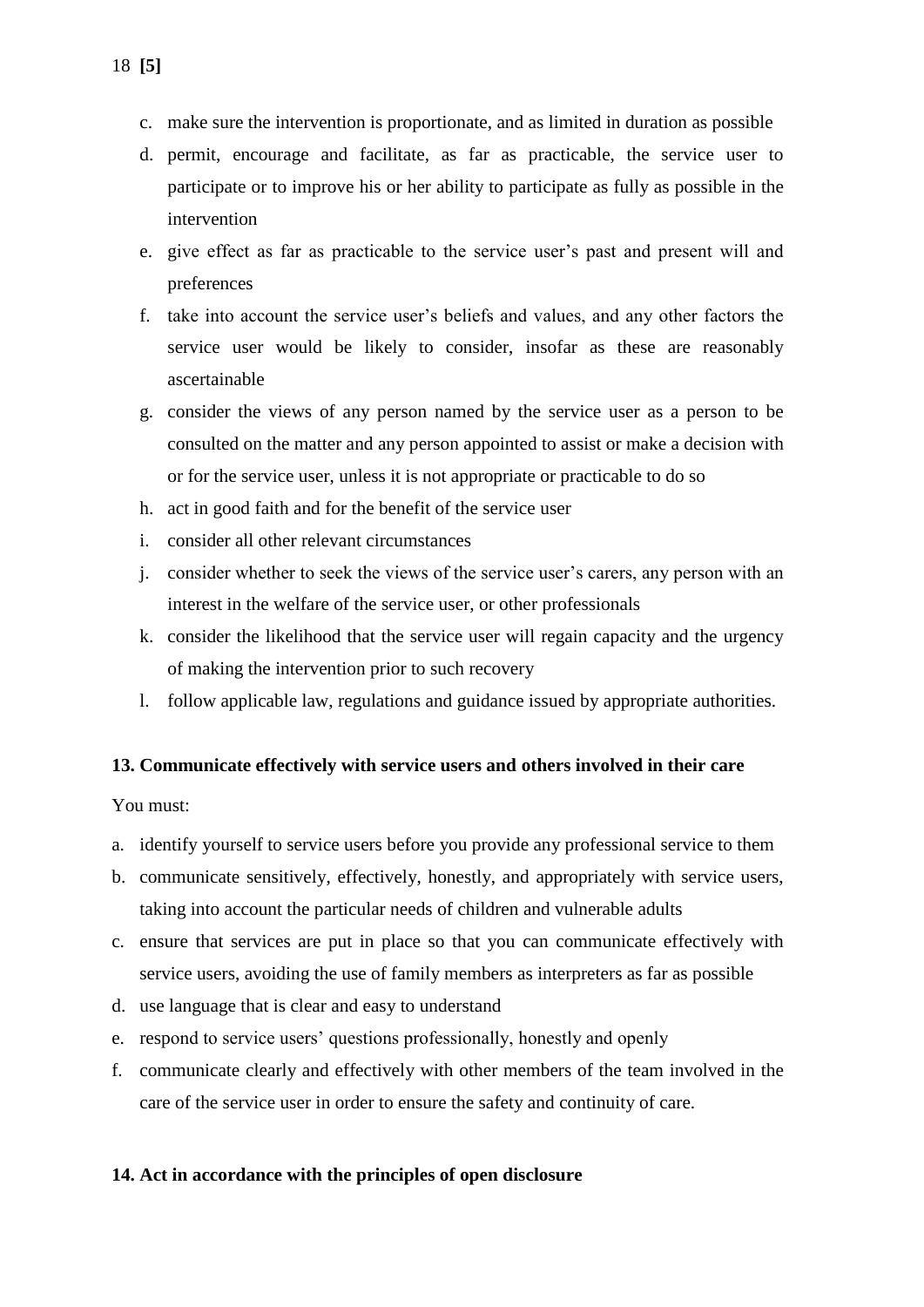c. make sure the intervention is proportionate, and as limited in duration as possible
d. permit, encourage and facilitate, as far as practicable, the service user to participate or to improve his or her ability to participate as fully as possible in the intervention
e. give effect as far as practicable to the service user's past and present will and preferences
f. take into account the service user's beliefs and values, and any other factors the service user would be likely to consider, insofar as these are reasonably ascertainable
g. consider the views of any person named by the service user as a person to be consulted on the matter and any person appointed to assist or make a decision with or for the service user, unless it is not appropriate or practicable to do so
h. act in good faith and for the benefit of the service user
i. consider all other relevant circumstances
j. consider whether to seek the views of the service user's carers, any person with an interest in the welfare of the service user, or other professionals
k. consider the likelihood that the service user will regain capacity and the urgency of making the intervention prior to such recovery
l. follow applicable law, regulations and guidance issued by appropriate authorities.

**13. Communicate effectively with service users and others involved in their care**

You must:

a. identify yourself to service users before you provide any professional service to them
b. communicate sensitively, effectively, honestly, and appropriately with service users, taking into account the particular needs of children and vulnerable adults
c. ensure that services are put in place so that you can communicate effectively with service users, avoiding the use of family members as interpreters as far as possible
d. use language that is clear and easy to understand
e. respond to service users' questions professionally, honestly and openly
f. communicate clearly and effectively with other members of the team involved in the care of the service user in order to ensure the safety and continuity of care.

**14. Act in accordance with the principles of open disclosure**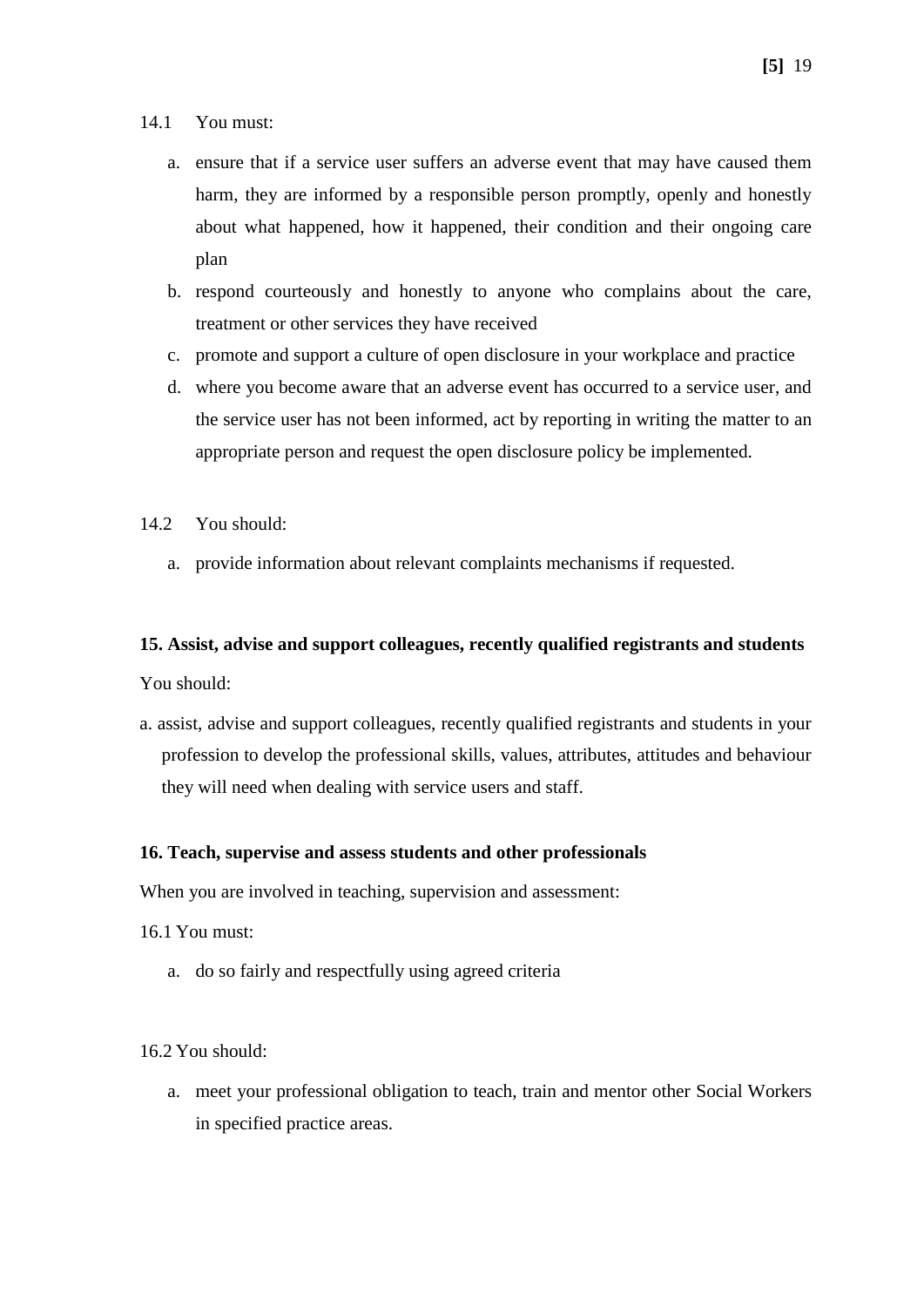14.1 You must:

a. ensure that if a service user suffers an adverse event that may have caused them harm, they are informed by a responsible person promptly, openly and honestly about what happened, how it happened, their condition and their ongoing care plan
b. respond courteously and honestly to anyone who complains about the care, treatment or other services they have received
c. promote and support a culture of open disclosure in your workplace and practice
d. where you become aware that an adverse event has occurred to a service user, and the service user has not been informed, act by reporting in writing the matter to an appropriate person and request the open disclosure policy be implemented.

14.2 You should:

a. provide information about relevant complaints mechanisms if requested.

**15. Assist, advise and support colleagues, recently qualified registrants and students**

You should:

a. assist, advise and support colleagues, recently qualified registrants and students in your profession to develop the professional skills, values, attributes, attitudes and behaviour they will need when dealing with service users and staff.

**16. Teach, supervise and assess students and other professionals**

When you are involved in teaching, supervision and assessment:

16.1 You must:

a. do so fairly and respectfully using agreed criteria

16.2 You should:

a. meet your professional obligation to teach, train and mentor other Social Workers in specified practice areas.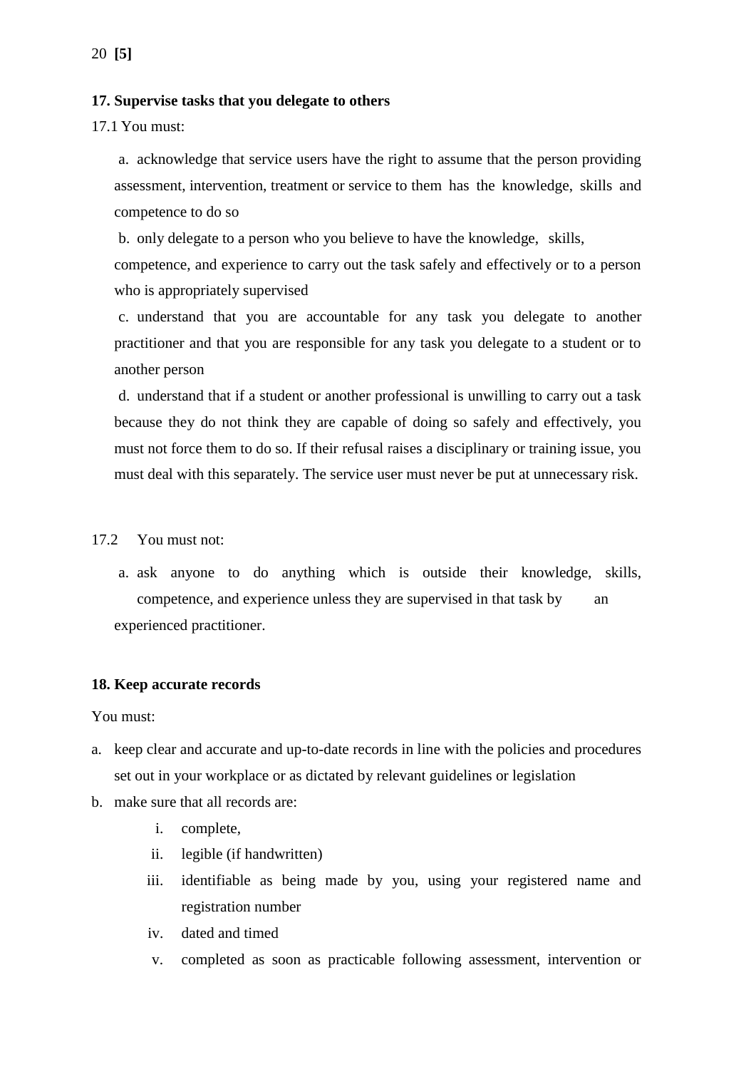20 **[5]**

**17. Supervise tasks that you delegate to others**

17.1 You must:

a. acknowledge that service users have the right to assume that the person providing assessment, intervention, treatment or service to them has the knowledge, skills and competence to do so

b. only delegate to a person who you believe to have the knowledge, skills, competence, and experience to carry out the task safely and effectively or to a person who is appropriately supervised

c. understand that you are accountable for any task you delegate to another practitioner and that you are responsible for any task you delegate to a student or to another person

d. understand that if a student or another professional is unwilling to carry out a task because they do not think they are capable of doing so safely and effectively, you must not force them to do so. If their refusal raises a disciplinary or training issue, you must deal with this separately. The service user must never be put at unnecessary risk.

17.2 You must not:

a. ask anyone to do anything which is outside their knowledge, skills, competence, and experience unless they are supervised in that task by an experienced practitioner.

**18. Keep accurate records**

You must:

a. keep clear and accurate and up-to-date records in line with the policies and procedures set out in your workplace or as dictated by relevant guidelines or legislation
b. make sure that all records are:
   i. complete,
   ii. legible (if handwritten)
   iii. identifiable as being made by you, using your registered name and registration number
   iv. dated and timed
   v. completed as soon as practicable following assessment, intervention or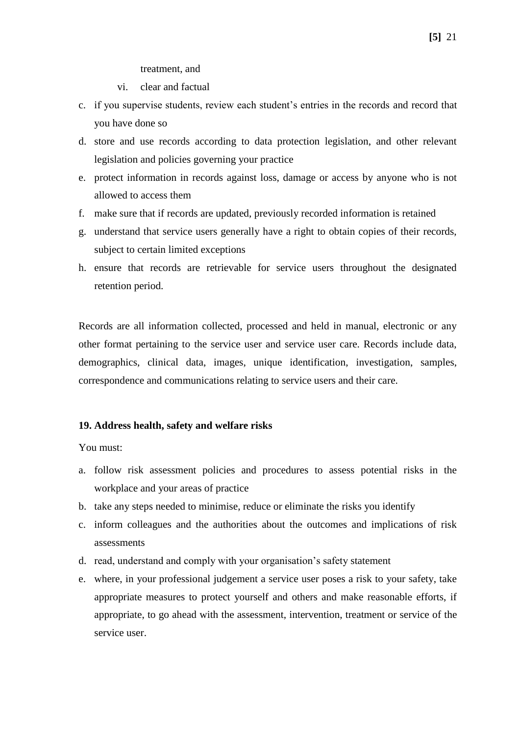treatment, and

vi. clear and factual

c. if you supervise students, review each student's entries in the records and record that you have done so
d. store and use records according to data protection legislation, and other relevant legislation and policies governing your practice
e. protect information in records against loss, damage or access by anyone who is not allowed to access them
f. make sure that if records are updated, previously recorded information is retained
g. understand that service users generally have a right to obtain copies of their records, subject to certain limited exceptions
h. ensure that records are retrievable for service users throughout the designated retention period.

Records are all information collected, processed and held in manual, electronic or any other format pertaining to the service user and service user care. Records include data, demographics, clinical data, images, unique identification, investigation, samples, correspondence and communications relating to service users and their care.

**19. Address health, safety and welfare risks**

You must:

a. follow risk assessment policies and procedures to assess potential risks in the workplace and your areas of practice
b. take any steps needed to minimise, reduce or eliminate the risks you identify
c. inform colleagues and the authorities about the outcomes and implications of risk assessments
d. read, understand and comply with your organisation's safety statement
e. where, in your professional judgement a service user poses a risk to your safety, take appropriate measures to protect yourself and others and make reasonable efforts, if appropriate, to go ahead with the assessment, intervention, treatment or service of the service user.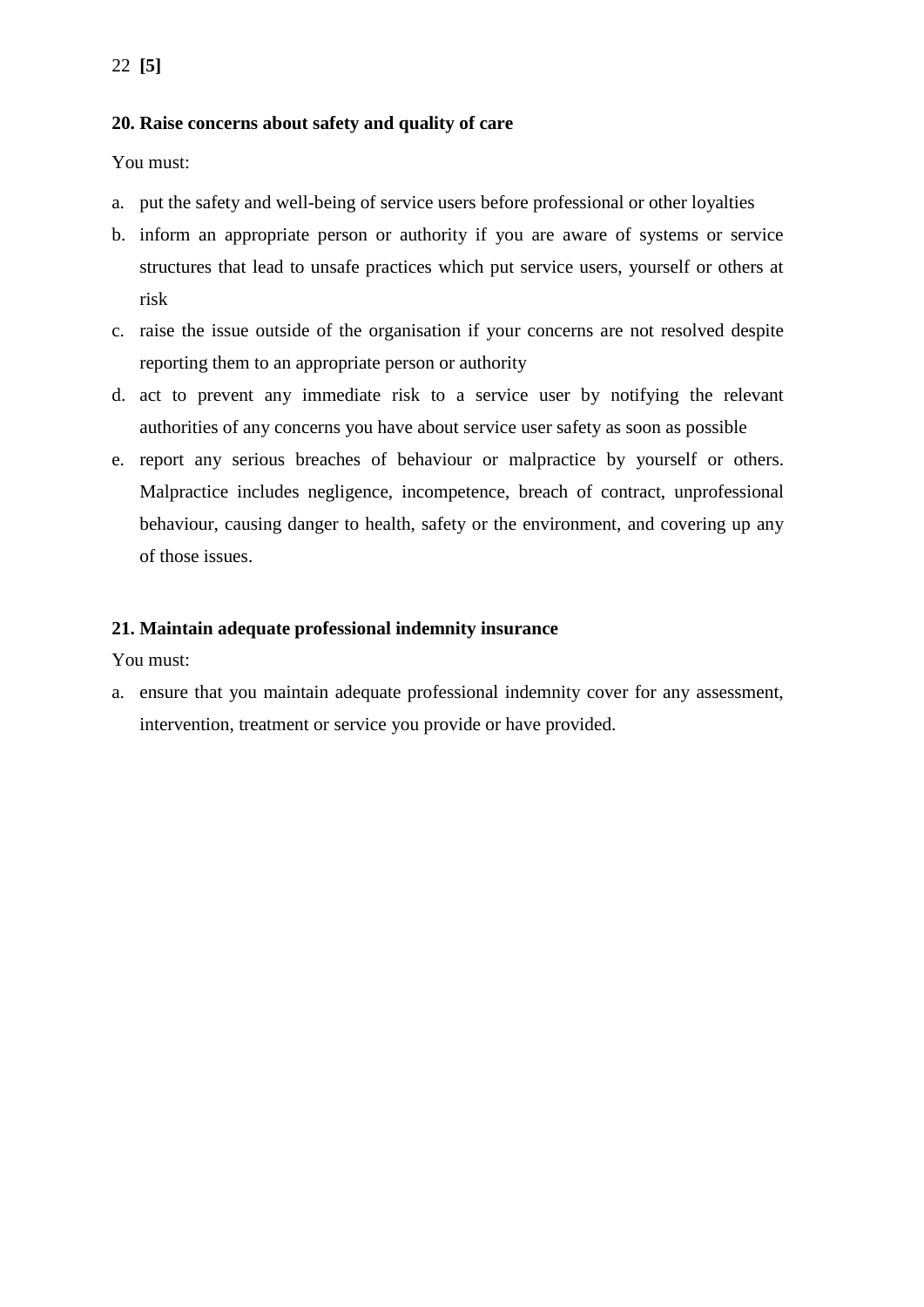**[5]**

### 20. Raise concerns about safety and quality of care

You must:

a. put the safety and well-being of service users before professional or other loyalties
b. inform an appropriate person or authority if you are aware of systems or service structures that lead to unsafe practices which put service users, yourself or others at risk
c. raise the issue outside of the organisation if your concerns are not resolved despite reporting them to an appropriate person or authority
d. act to prevent any immediate risk to a service user by notifying the relevant authorities of any concerns you have about service user safety as soon as possible
e. report any serious breaches of behaviour or malpractice by yourself or others. Malpractice includes negligence, incompetence, breach of contract, unprofessional behaviour, causing danger to health, safety or the environment, and covering up any of those issues.

### 21. Maintain adequate professional indemnity insurance

You must:

a. ensure that you maintain adequate professional indemnity cover for any assessment, intervention, treatment or service you provide or have provided.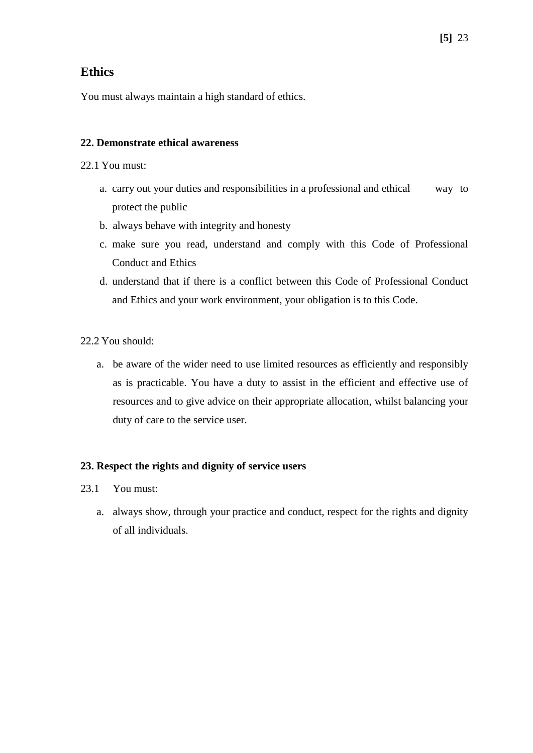## Ethics

You must always maintain a high standard of ethics.

**22. Demonstrate ethical awareness**

22.1 You must:

a. carry out your duties and responsibilities in a professional and ethical way to protect the public
b. always behave with integrity and honesty
c. make sure you read, understand and comply with this Code of Professional Conduct and Ethics
d. understand that if there is a conflict between this Code of Professional Conduct and Ethics and your work environment, your obligation is to this Code.

22.2 You should:

a. be aware of the wider need to use limited resources as efficiently and responsibly as is practicable. You have a duty to assist in the efficient and effective use of resources and to give advice on their appropriate allocation, whilst balancing your duty of care to the service user.

**23. Respect the rights and dignity of service users**

23.1 You must:

a. always show, through your practice and conduct, respect for the rights and dignity of all individuals.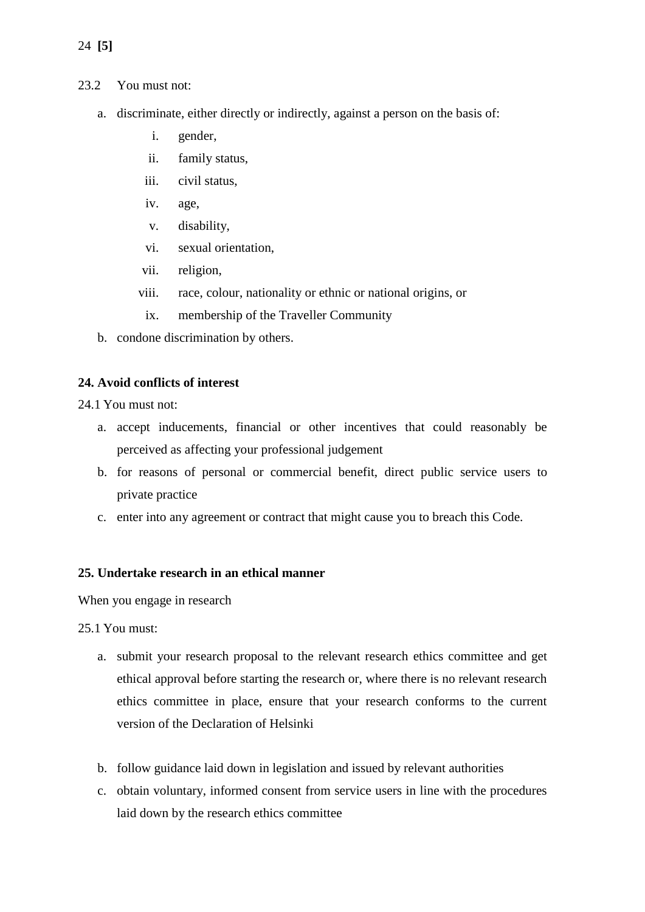23.2 You must not:

a. discriminate, either directly or indirectly, against a person on the basis of:
   i. gender,
   ii. family status,
   iii. civil status,
   iv. age,
   v. disability,
   vi. sexual orientation,
   vii. religion,
   viii. race, colour, nationality or ethnic or national origins, or
   ix. membership of the Traveller Community
b. condone discrimination by others.

**24. Avoid conflicts of interest**

24.1 You must not:

a. accept inducements, financial or other incentives that could reasonably be perceived as affecting your professional judgement
b. for reasons of personal or commercial benefit, direct public service users to private practice
c. enter into any agreement or contract that might cause you to breach this Code.

**25. Undertake research in an ethical manner**

When you engage in research

25.1 You must:

a. submit your research proposal to the relevant research ethics committee and get ethical approval before starting the research or, where there is no relevant research ethics committee in place, ensure that your research conforms to the current version of the Declaration of Helsinki
b. follow guidance laid down in legislation and issued by relevant authorities
c. obtain voluntary, informed consent from service users in line with the procedures laid down by the research ethics committee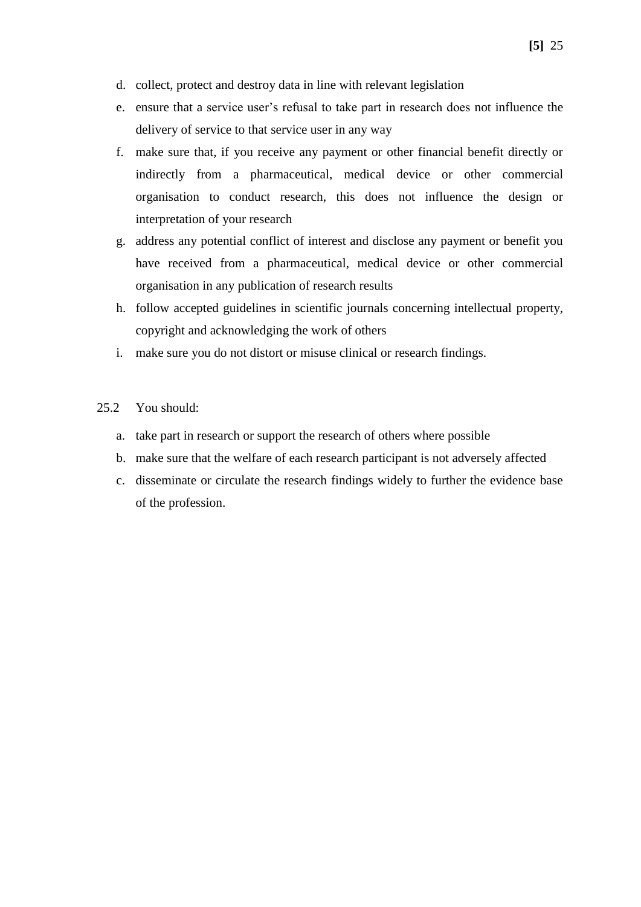d. collect, protect and destroy data in line with relevant legislation
e. ensure that a service user's refusal to take part in research does not influence the delivery of service to that service user in any way
f. make sure that, if you receive any payment or other financial benefit directly or indirectly from a pharmaceutical, medical device or other commercial organisation to conduct research, this does not influence the design or interpretation of your research
g. address any potential conflict of interest and disclose any payment or benefit you have received from a pharmaceutical, medical device or other commercial organisation in any publication of research results
h. follow accepted guidelines in scientific journals concerning intellectual property, copyright and acknowledging the work of others
i. make sure you do not distort or misuse clinical or research findings.

25.2 You should:

a. take part in research or support the research of others where possible
b. make sure that the welfare of each research participant is not adversely affected
c. disseminate or circulate the research findings widely to further the evidence base of the profession.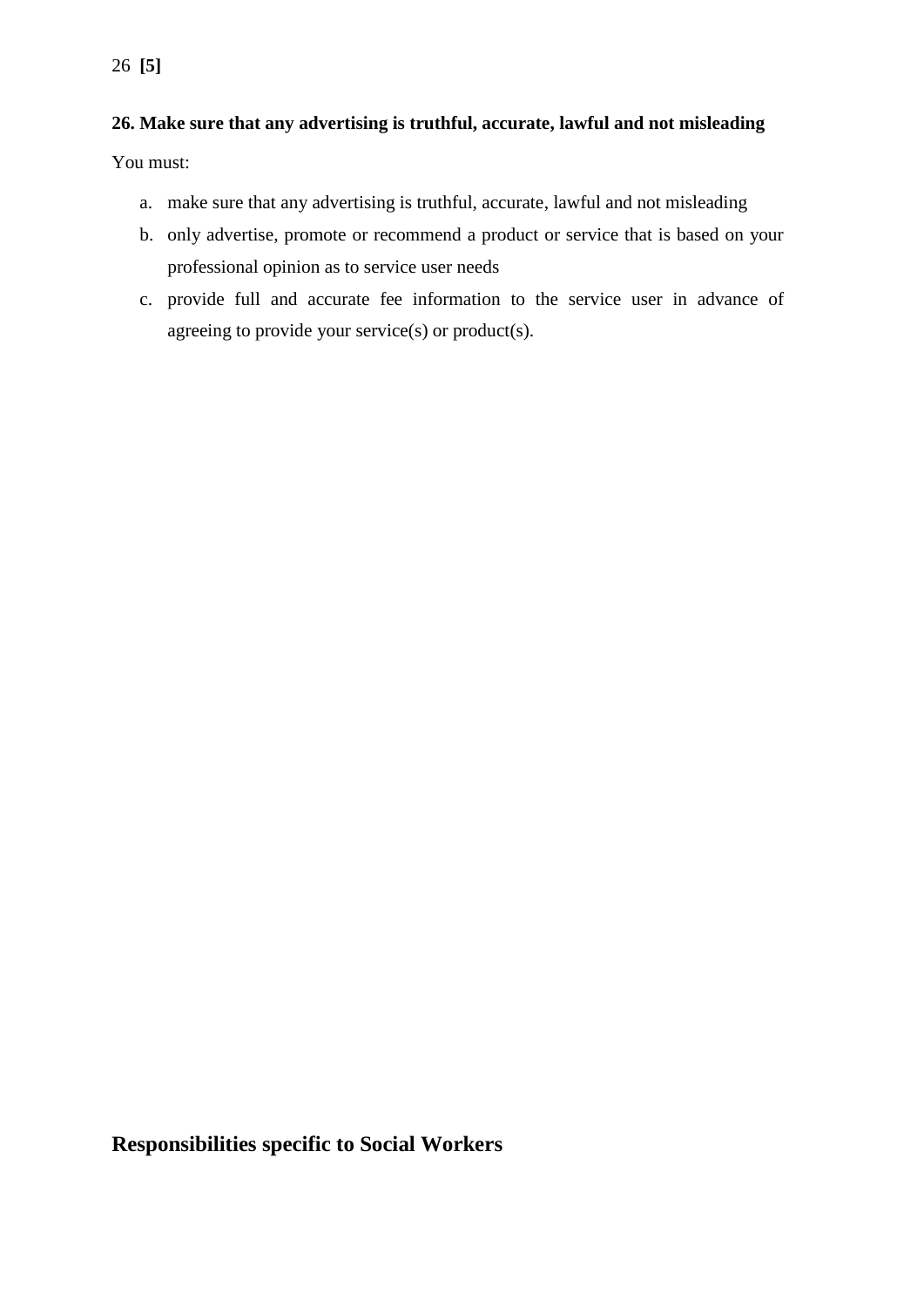**[5]**

**26. Make sure that any advertising is truthful, accurate, lawful and not misleading**

You must:

a. make sure that any advertising is truthful, accurate, lawful and not misleading
b. only advertise, promote or recommend a product or service that is based on your professional opinion as to service user needs
c. provide full and accurate fee information to the service user in advance of agreeing to provide your service(s) or product(s).

## Responsibilities specific to Social Workers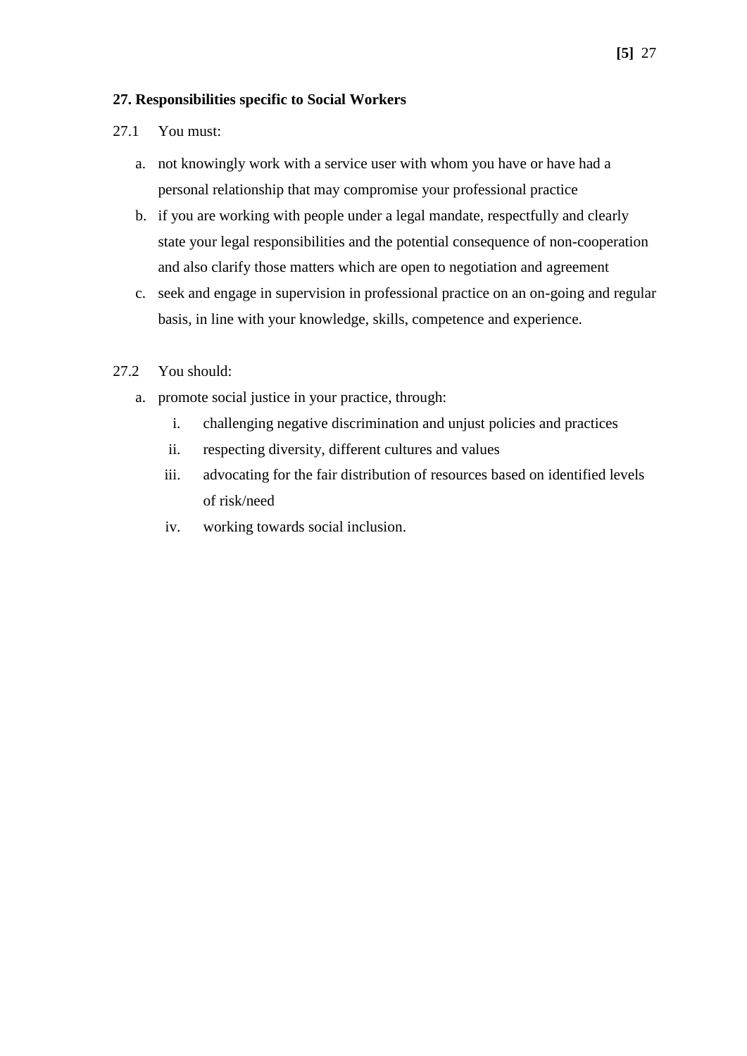**[5]**

### 27. Responsibilities specific to Social Workers

27.1 You must:

a. not knowingly work with a service user with whom you have or have had a personal relationship that may compromise your professional practice
b. if you are working with people under a legal mandate, respectfully and clearly state your legal responsibilities and the potential consequence of non-cooperation and also clarify those matters which are open to negotiation and agreement
c. seek and engage in supervision in professional practice on an on-going and regular basis, in line with your knowledge, skills, competence and experience.

27.2 You should:

a. promote social justice in your practice, through:
   i. challenging negative discrimination and unjust policies and practices
   ii. respecting diversity, different cultures and values
   iii. advocating for the fair distribution of resources based on identified levels of risk/need
   iv. working towards social inclusion.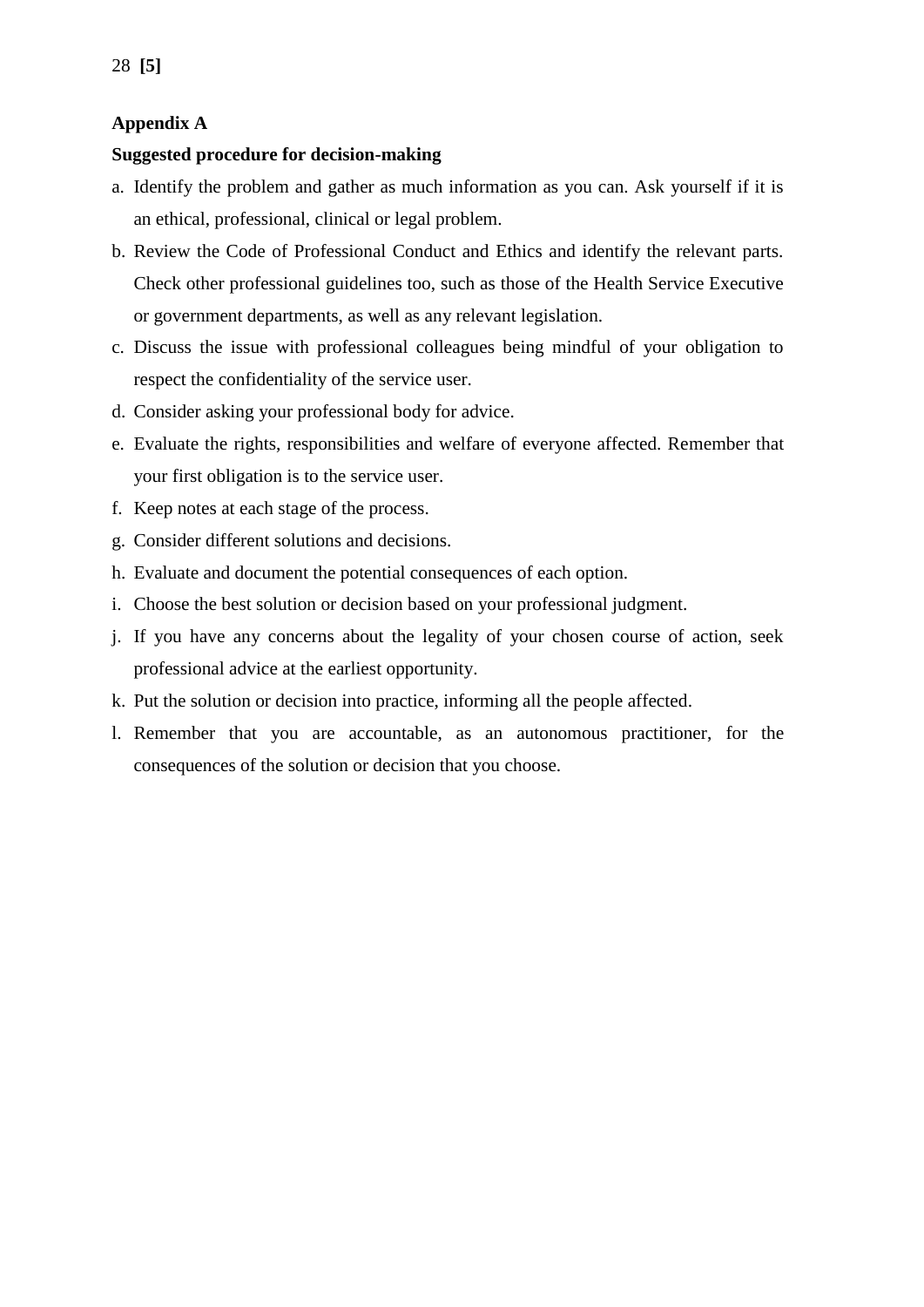**[5]**

## Appendix A

### Suggested procedure for decision-making

a. Identify the problem and gather as much information as you can. Ask yourself if it is an ethical, professional, clinical or legal problem.

b. Review the Code of Professional Conduct and Ethics and identify the relevant parts. Check other professional guidelines too, such as those of the Health Service Executive or government departments, as well as any relevant legislation.

c. Discuss the issue with professional colleagues being mindful of your obligation to respect the confidentiality of the service user.

d. Consider asking your professional body for advice.

e. Evaluate the rights, responsibilities and welfare of everyone affected. Remember that your first obligation is to the service user.

f. Keep notes at each stage of the process.

g. Consider different solutions and decisions.

h. Evaluate and document the potential consequences of each option.

i. Choose the best solution or decision based on your professional judgment.

j. If you have any concerns about the legality of your chosen course of action, seek professional advice at the earliest opportunity.

k. Put the solution or decision into practice, informing all the people affected.

l. Remember that you are accountable, as an autonomous practitioner, for the consequences of the solution or decision that you choose.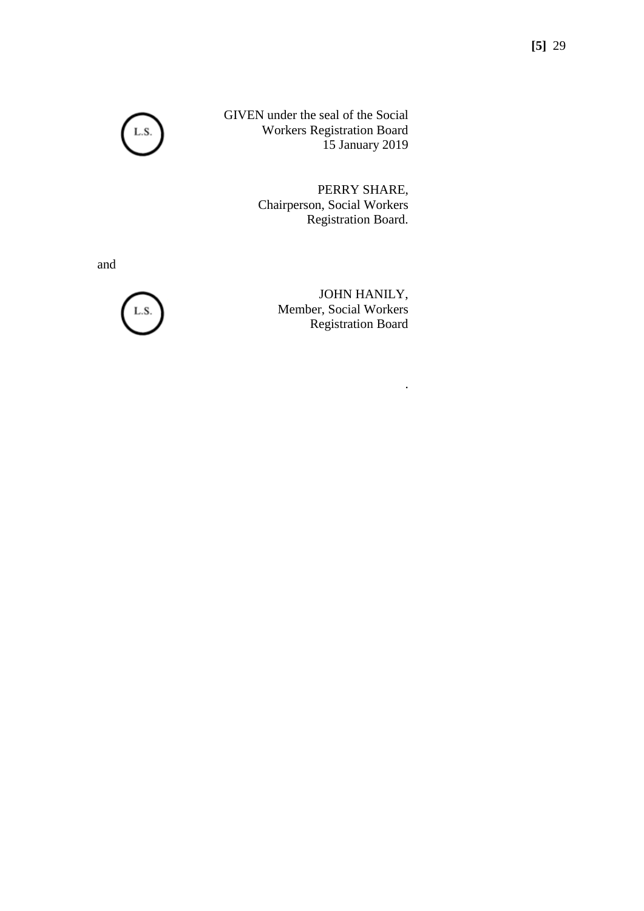L.S.

GIVEN under the seal of the Social Workers Registration Board
15 January 2019

PERRY SHARE,
Chairperson, Social Workers Registration Board.

and

L.S.

JOHN HANILY,
Member, Social Workers Registration Board

.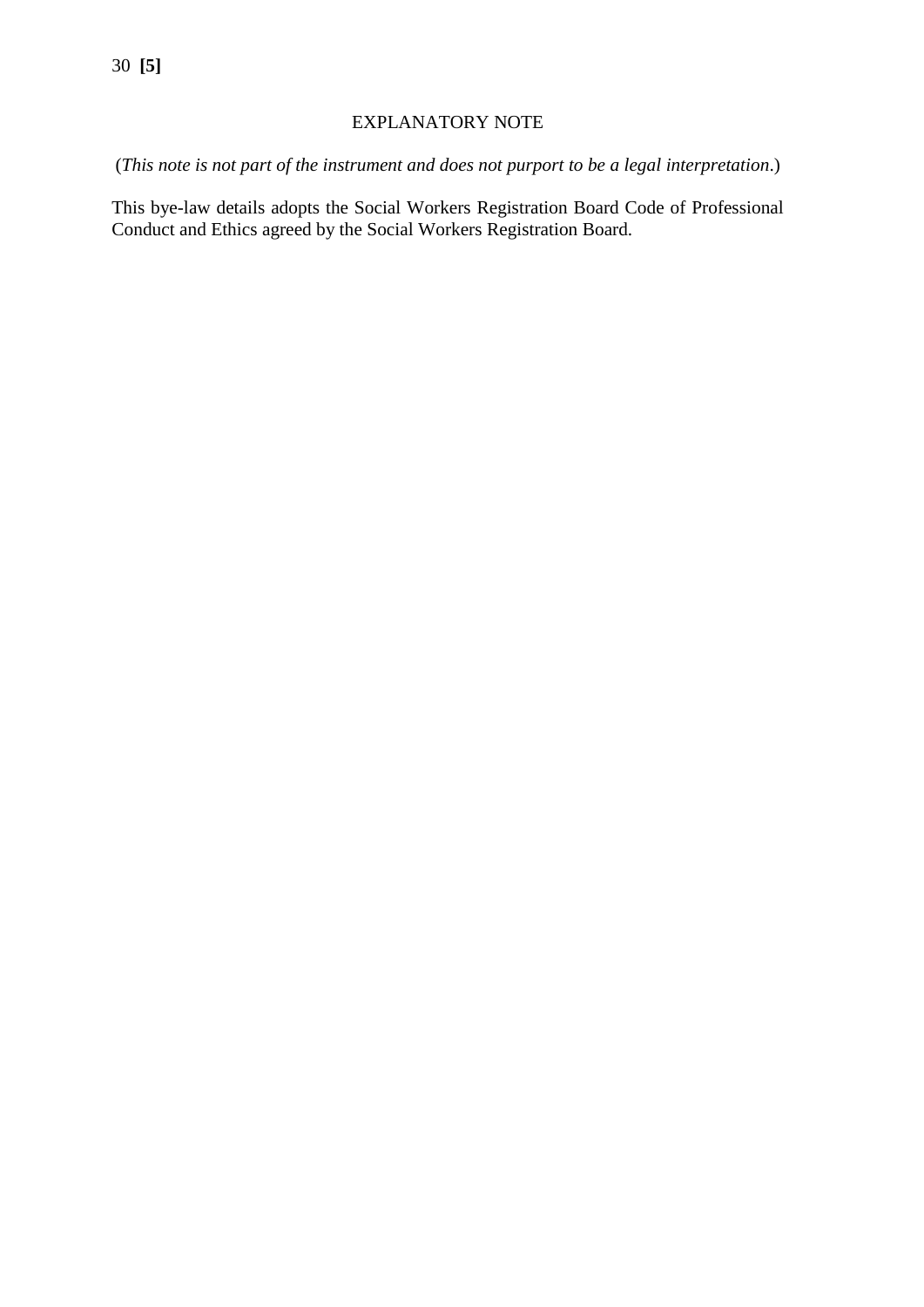## EXPLANATORY NOTE

(*This note is not part of the instrument and does not purport to be a legal interpretation*.)

This bye-law details adopts the Social Workers Registration Board Code of Professional Conduct and Ethics agreed by the Social Workers Registration Board.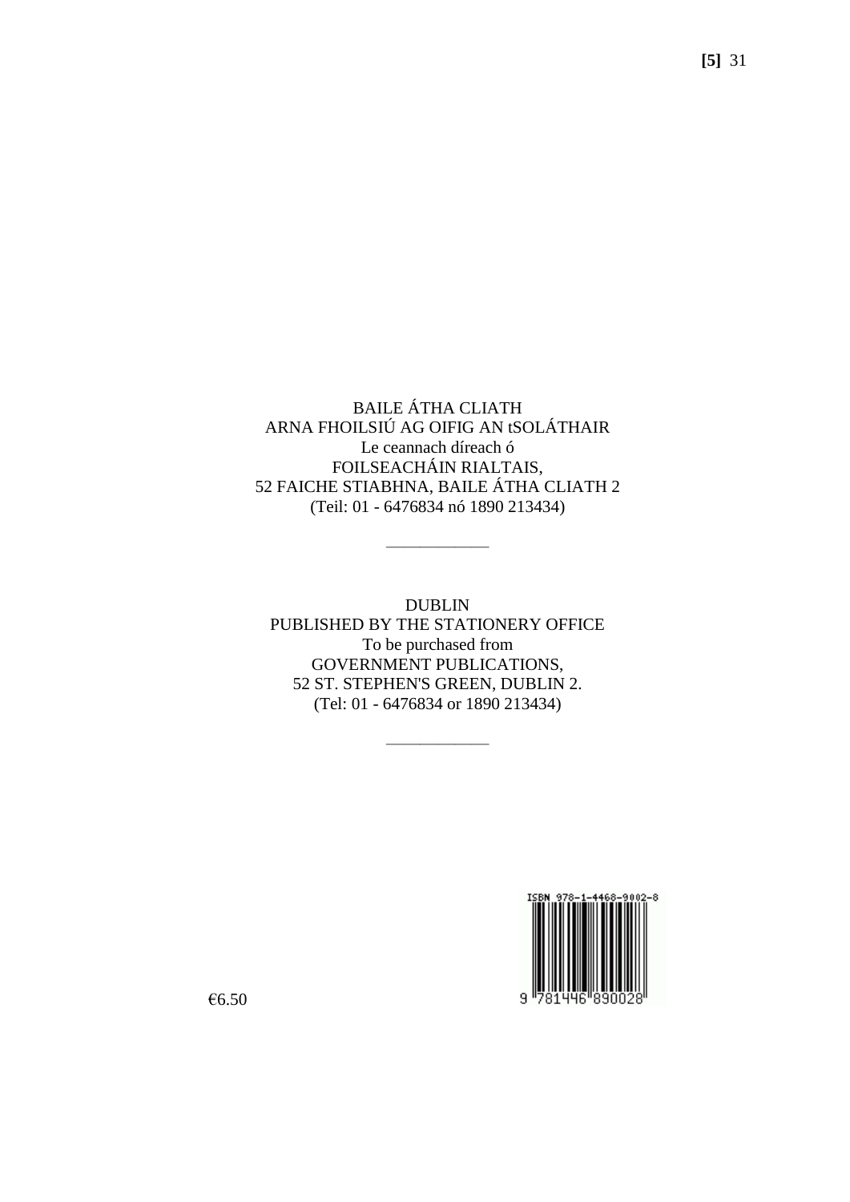BAILE ÁTHA CLIATH
ARNA FHOILSIÚ AG OIFIG AN tSOLÁTHAIR
Le ceannach díreach ó
FOILSEACHÁIN RIALTAIS,
52 FAICHE STIABHNA, BAILE ÁTHA CLIATH 2
(Teil: 01 - 6476834 nó 1890 213434)

---

DUBLIN
PUBLISHED BY THE STATIONERY OFFICE
To be purchased from
GOVERNMENT PUBLICATIONS,
52 ST. STEPHEN'S GREEN, DUBLIN 2.
(Tel: 01 - 6476834 or 1890 213434)

---

ISBN 978-1-4468-9002-8

9 781446 890028

€6.50